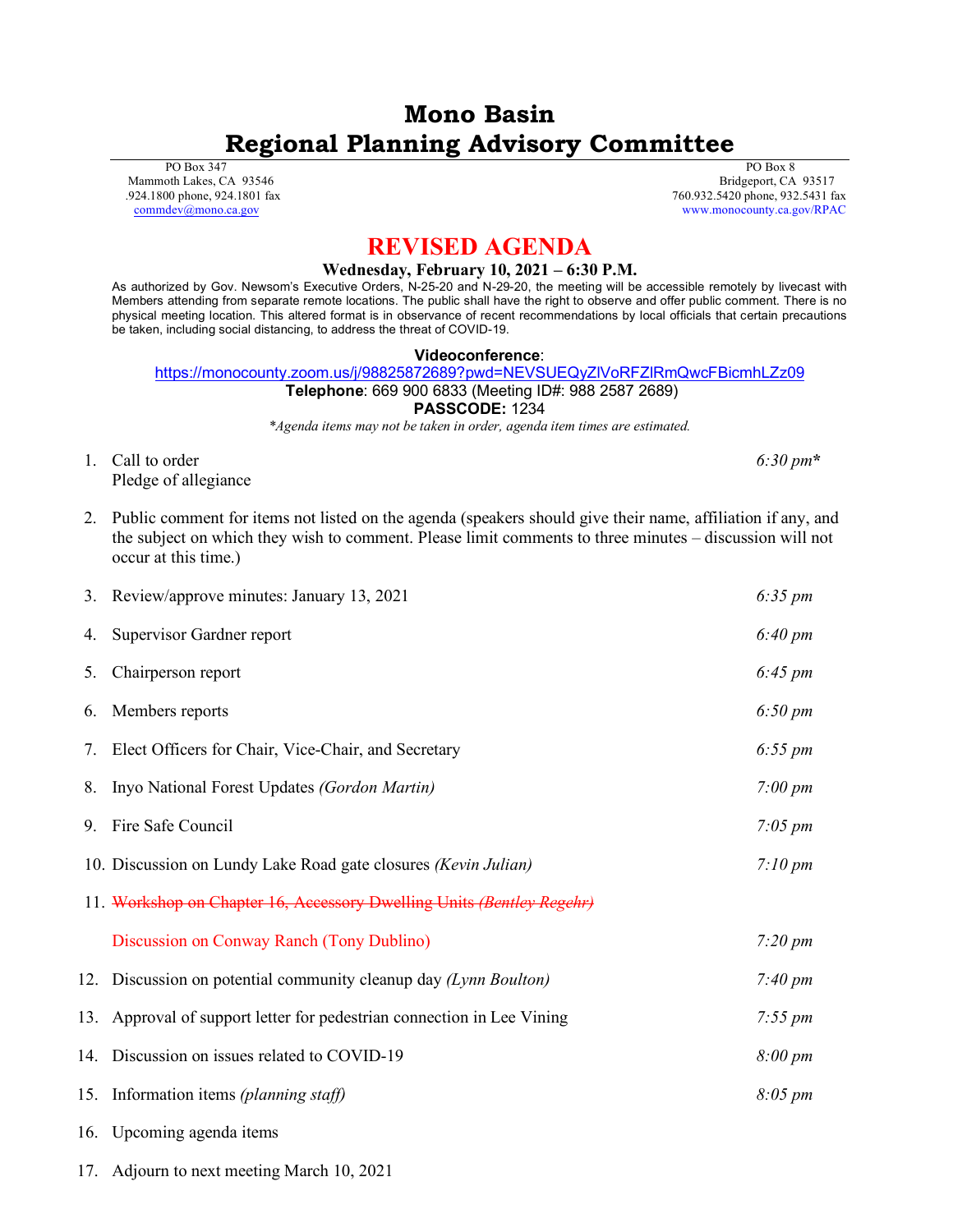# Mono Basin
# Regional Planning Advisory Committee

PO Box 347
Mammoth Lakes, CA 93546
.924.1800 phone, 924.1801 fax
commdev@mono.ca.gov

PO Box 8
Bridgeport, CA 93517
760.932.5420 phone, 932.5431 fax
www.monocounty.ca.gov/RPAC

## REVISED AGENDA

**Wednesday, February 10, 2021 – 6:30 P.M.**

As authorized by Gov. Newsom's Executive Orders, N-25-20 and N-29-20, the meeting will be accessible remotely by livecast with Members attending from separate remote locations. The public shall have the right to observe and offer public comment. There is no physical meeting location. This altered format is in observance of recent recommendations by local officials that certain precautions be taken, including social distancing, to address the threat of COVID-19.

**Videoconference**:
https://monocounty.zoom.us/j/98825872689?pwd=NEVSUEQyZlVoRFZlRmQwcFBicmhLZz09
**Telephone**: 669 900 6833 (Meeting ID#: 988 2587 2689)
**PASSCODE:** 1234

*\*Agenda items may not be taken in order, agenda item times are estimated.*

1. Call to order — *6:30 pm\**
   Pledge of allegiance
2. Public comment for items not listed on the agenda (speakers should give their name, affiliation if any, and the subject on which they wish to comment. Please limit comments to three minutes – discussion will not occur at this time.)
3. Review/approve minutes: January 13, 2021 — *6:35 pm*
4. Supervisor Gardner report — *6:40 pm*
5. Chairperson report — *6:45 pm*
6. Members reports — *6:50 pm*
7. Elect Officers for Chair, Vice-Chair, and Secretary — *6:55 pm*
8. Inyo National Forest Updates *(Gordon Martin)* — *7:00 pm*
9. Fire Safe Council — *7:05 pm*
10. Discussion on Lundy Lake Road gate closures *(Kevin Julian)* — *7:10 pm*
11. ~~Workshop on Chapter 16, Accessory Dwelling Units *(Bentley Regehr)*~~

    Discussion on Conway Ranch (Tony Dublino) — *7:20 pm*
12. Discussion on potential community cleanup day *(Lynn Boulton)* — *7:40 pm*
13. Approval of support letter for pedestrian connection in Lee Vining — *7:55 pm*
14. Discussion on issues related to COVID-19 — *8:00 pm*
15. Information items *(planning staff)* — *8:05 pm*
16. Upcoming agenda items
17. Adjourn to next meeting March 10, 2021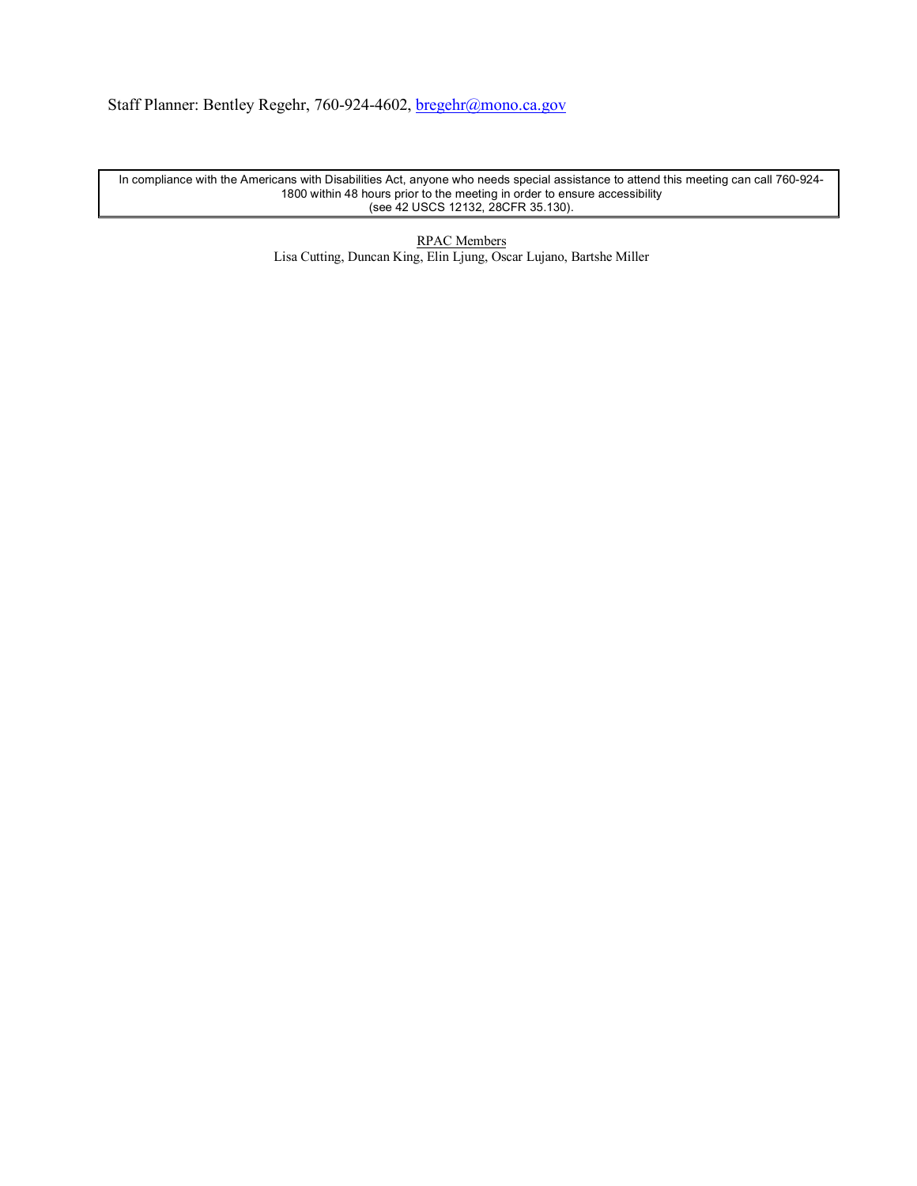Staff Planner: Bentley Regehr, 760-924-4602, bregehr@mono.ca.gov

| |
|---|
| In compliance with the Americans with Disabilities Act, anyone who needs special assistance to attend this meeting can call 760-924-1800 within 48 hours prior to the meeting in order to ensure accessibility (see 42 USCS 12132, 28CFR 35.130). |

RPAC Members

Lisa Cutting, Duncan King, Elin Ljung, Oscar Lujano, Bartshe Miller